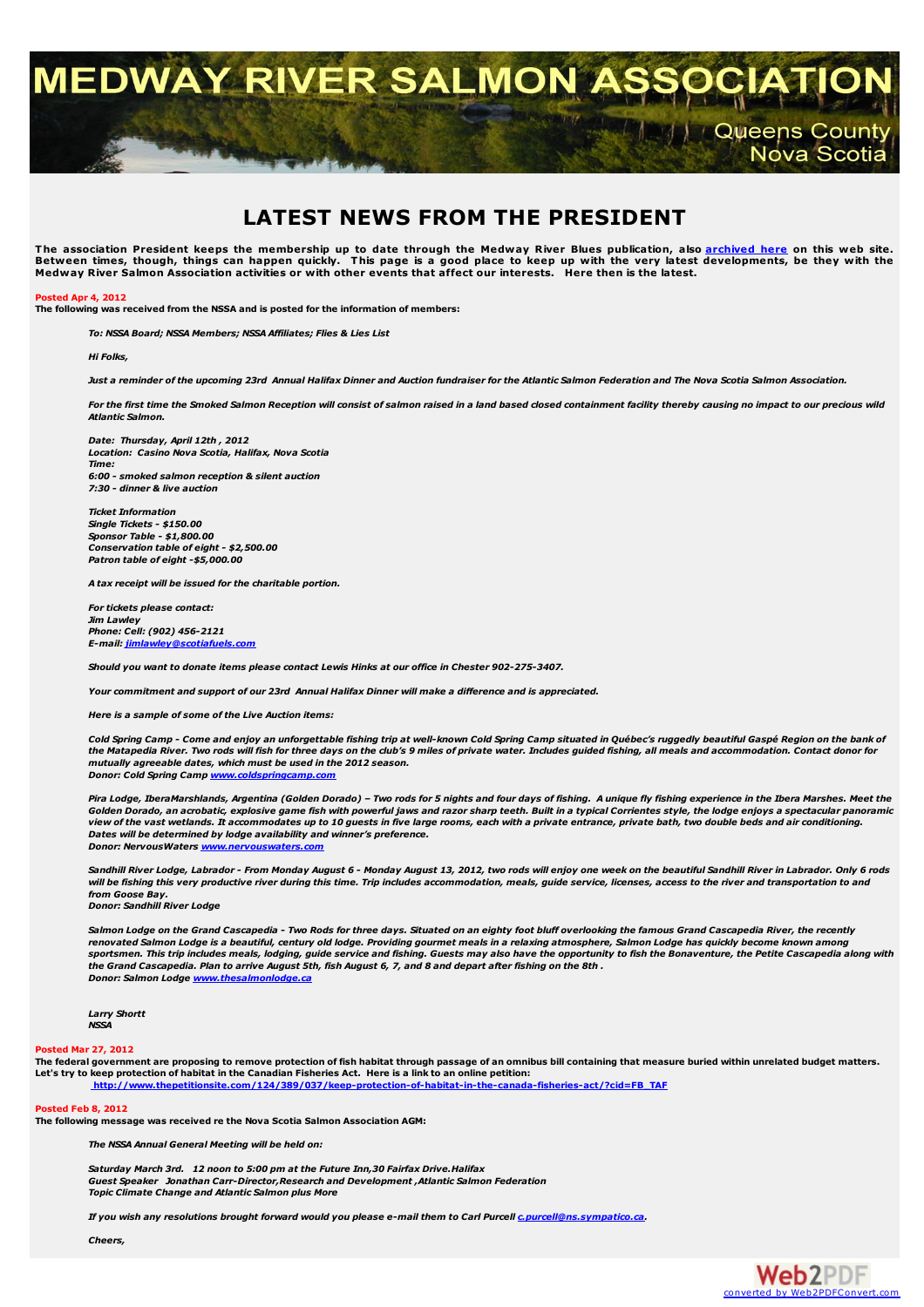# MEDWAY RIVER SALMON ASSOCIATION

Queens County
Nova Scotia

## LATEST NEWS FROM THE PRESIDENT

**The association President keeps the membership up to date through the Medway River Blues publication, also [archived here](#) on this web site. Between times, though, things can happen quickly. This page is a good place to keep up with the very latest developments, be they with the Medway River Salmon Association activities or with other events that affect our interests. Here then is the latest.**

**Posted Apr 4, 2012**
**The following was received from the NSSA and is posted for the information of members:**

> ***To: NSSA Board; NSSA Members; NSSA Affiliates; Flies & Lies List***
>
> ***Hi Folks,***
>
> ***Just a reminder of the upcoming 23rd Annual Halifax Dinner and Auction fundraiser for the Atlantic Salmon Federation and The Nova Scotia Salmon Association.***
>
> ***For the first time the Smoked Salmon Reception will consist of salmon raised in a land based closed containment facility thereby causing no impact to our precious wild Atlantic Salmon.***
>
> ***Date: Thursday, April 12th , 2012***
> ***Location: Casino Nova Scotia, Halifax, Nova Scotia***
> ***Time:***
> ***6:00 - smoked salmon reception & silent auction***
> ***7:30 - dinner & live auction***
>
> ***Ticket Information***
> ***Single Tickets - $150.00***
> ***Sponsor Table - $1,800.00***
> ***Conservation table of eight - $2,500.00***
> ***Patron table of eight -$5,000.00***
>
> ***A tax receipt will be issued for the charitable portion.***
>
> ***For tickets please contact:***
> ***Jim Lawley***
> ***Phone: Cell: (902) 456-2121***
> ***E-mail: [jimlawley@scotiafuels.com](mailto:jimlawley@scotiafuels.com)***
>
> ***Should you want to donate items please contact Lewis Hinks at our office in Chester 902-275-3407.***
>
> ***Your commitment and support of our 23rd Annual Halifax Dinner will make a difference and is appreciated.***
>
> ***Here is a sample of some of the Live Auction items:***
>
> ***Cold Spring Camp - Come and enjoy an unforgettable fishing trip at well-known Cold Spring Camp situated in Québec's ruggedly beautiful Gaspé Region on the bank of the Matapedia River. Two rods will fish for three days on the club's 9 miles of private water. Includes guided fishing, all meals and accommodation. Contact donor for mutually agreeable dates, which must be used in the 2012 season.***
> ***Donor: Cold Spring Camp [www.coldspringcamp.com](http://www.coldspringcamp.com)***
>
> ***Pira Lodge, IberaMarshlands, Argentina (Golden Dorado) – Two rods for 5 nights and four days of fishing. A unique fly fishing experience in the Ibera Marshes. Meet the Golden Dorado, an acrobatic, explosive game fish with powerful jaws and razor sharp teeth. Built in a typical Corrientes style, the lodge enjoys a spectacular panoramic view of the vast wetlands. It accommodates up to 10 guests in five large rooms, each with a private entrance, private bath, two double beds and air conditioning. Dates will be determined by lodge availability and winner's preference.***
> ***Donor: NervousWaters [www.nervouswaters.com](http://www.nervouswaters.com)***
>
> ***Sandhill River Lodge, Labrador - From Monday August 6 - Monday August 13, 2012, two rods will enjoy one week on the beautiful Sandhill River in Labrador. Only 6 rods will be fishing this very productive river during this time. Trip includes accommodation, meals, guide service, licenses, access to the river and transportation to and from Goose Bay.***
> ***Donor: Sandhill River Lodge***
>
> ***Salmon Lodge on the Grand Cascapedia - Two Rods for three days. Situated on an eighty foot bluff overlooking the famous Grand Cascapedia River, the recently renovated Salmon Lodge is a beautiful, century old lodge. Providing gourmet meals in a relaxing atmosphere, Salmon Lodge has quickly become known among sportsmen. This trip includes meals, lodging, guide service and fishing. Guests may also have the opportunity to fish the Bonaventure, the Petite Cascapedia along with the Grand Cascapedia. Plan to arrive August 5th, fish August 6, 7, and 8 and depart after fishing on the 8th .***
> ***Donor: Salmon Lodge [www.thesalmonlodge.ca](http://www.thesalmonlodge.ca)***
>
> ***Larry Shortt***
> ***NSSA***

**Posted Mar 27, 2012**
**The federal government are proposing to remove protection of fish habitat through passage of an omnibus bill containing that measure buried within unrelated budget matters. Let's try to keep protection of habitat in the Canadian Fisheries Act. Here is a link to an online petition:**
[http://www.thepetitionsite.com/124/389/037/keep-protection-of-habitat-in-the-canada-fisheries-act/?cid=FB_TAF](http://www.thepetitionsite.com/124/389/037/keep-protection-of-habitat-in-the-canada-fisheries-act/?cid=FB_TAF)

**Posted Feb 8, 2012**
**The following message was received re the Nova Scotia Salmon Association AGM:**

> ***The NSSA Annual General Meeting will be held on:***
>
> ***Saturday March 3rd. 12 noon to 5:00 pm at the Future Inn,30 Fairfax Drive.Halifax***
> ***Guest Speaker Jonathan Carr-Director,Research and Development ,Atlantic Salmon Federation***
> ***Topic Climate Change and Atlantic Salmon plus More***
>
> ***If you wish any resolutions brought forward would you please e-mail them to Carl Purcell [c.purcell@ns.sympatico.ca](mailto:c.purcell@ns.sympatico.ca).***
>
> ***Cheers,***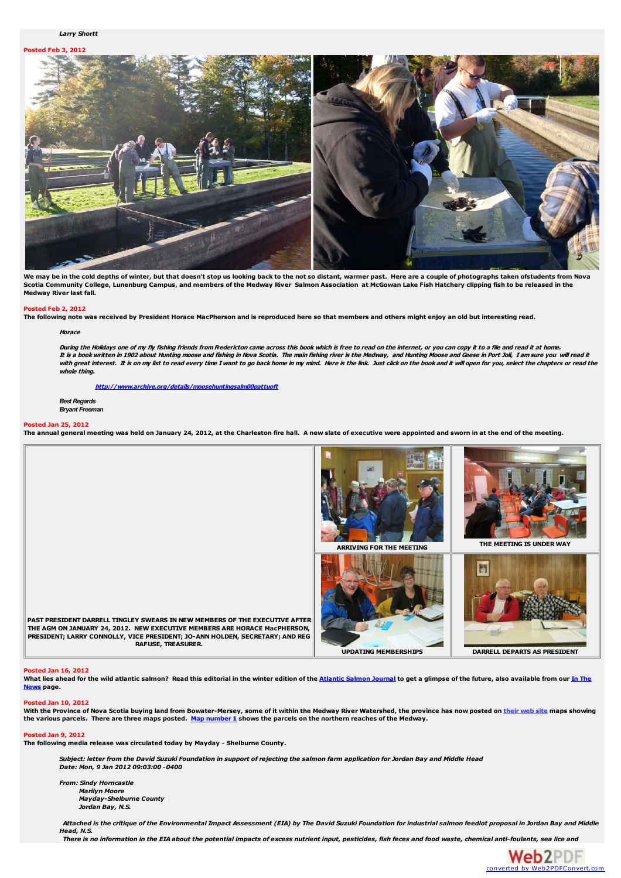*Larry Shortt*

**Posted Feb 3, 2012**

**We may be in the cold depths of winter, but that doesn't stop us looking back to the not so distant, warmer past. Here are a couple of photographs taken ofstudents from Nova Scotia Community College, Lunenburg Campus, and members of the Medway River Salmon Association at McGowan Lake Fish Hatchery clipping fish to be released in the Medway River last fall.**

**Posted Feb 2, 2012**

**The following note was received by President Horace MacPherson and is reproduced here so that members and others might enjoy an old but interesting read.**

***Horace***

***During the Holidays one of my fly fishing friends from Fredericton came across this book which is free to read on the internet, or you can copy it to a file and read it at home. It is a book written in 1902 about Hunting moose and fishing in Nova Scotia. The main fishing river is the Medway, and Hunting Moose and Geese in Port Joli, I am sure you will read it with great interest. It is on my list to read every time I want to go back home in my mind. Here is the link. Just click on the book and it will open for you, select the chapters or read the whole thing.***

***http://www.archive.org/details/moosehuntingsalm00pattuoft***

*Best Regards*
*Bryant Freeman*

**Posted Jan 25, 2012**

**The annual general meeting was held on January 24, 2012, at the Charleston fire hall. A new slate of executive were appointed and sworn in at the end of the meeting.**

**PAST PRESIDENT DARRELL TINGLEY SWEARS IN NEW MEMBERS OF THE EXECUTIVE AFTER THE AGM ON JANUARY 24, 2012. NEW EXECUTIVE MEMBERS ARE HORACE MacPHERSON, PRESIDENT; LARRY CONNOLLY, VICE PRESIDENT; JO-ANN HOLDEN, SECRETARY; AND REG RAFUSE, TREASURER.**

**ARRIVING FOR THE MEETING**

**THE MEETING IS UNDER WAY**

**UPDATING MEMBERSHIPS**

**DARRELL DEPARTS AS PRESIDENT**

**Posted Jan 16, 2012**

**What lies ahead for the wild atlantic salmon? Read this editorial in the winter edition of the Atlantic Salmon Journal to get a glimpse of the future, also available from our In The News page.**

**Posted Jan 10, 2012**

**With the Province of Nova Scotia buying land from Bowater-Mersey, some of it within the Medway River Watershed, the province has now posted on their web site maps showing the various parcels. There are three maps posted. Map number 1 shows the parcels on the northern reaches of the Medway.**

**Posted Jan 9, 2012**

**The following media release was circulated today by Mayday - Shelburne County.**

***Subject: letter from the David Suzuki Foundation in support of rejecting the salmon farm application for Jordan Bay and Middle Head***
***Date: Mon, 9 Jan 2012 09:03:00 -0400***

***From: Sindy Horncastle***
***Marilyn Moore***
***Mayday-Shelburne County***
***Jordan Bay, N.S.***

***Attached is the critique of the Environmental Impact Assessment (EIA) by The David Suzuki Foundation for industrial salmon feedlot proposal in Jordan Bay and Middle Head, N.S.***

***There is no information in the EIA about the potential impacts of excess nutrient input, pesticides, fish feces and food waste, chemical anti-foulants, sea lice and***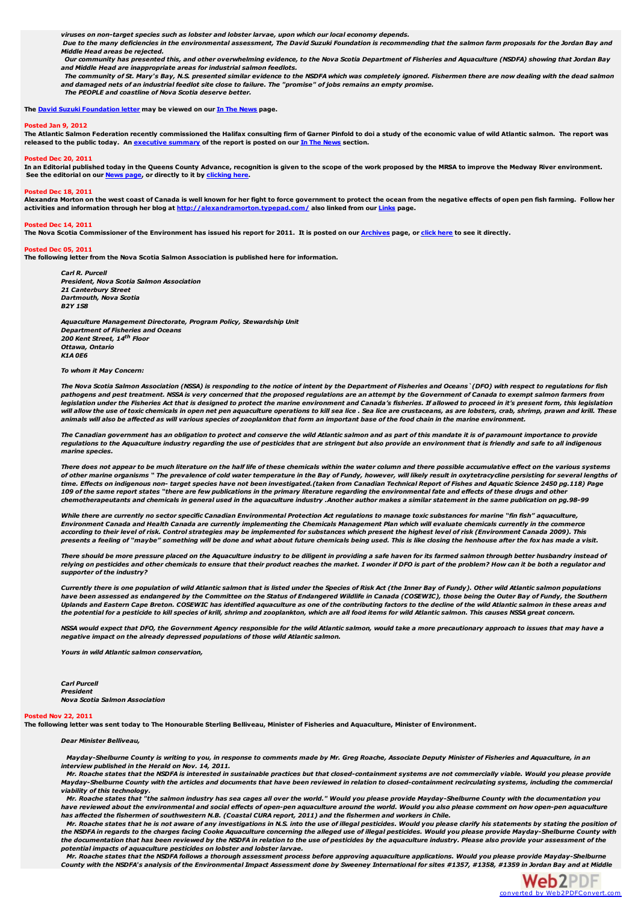*viruses on non-target species such as lobster and lobster larvae, upon which our local economy depends.*
*Due to the many deficiencies in the environmental assessment, The David Suzuki Foundation is recommending that the salmon farm proposals for the Jordan Bay and Middle Head areas be rejected.*
*Our community has presented this, and other overwhelming evidence, to the Nova Scotia Department of Fisheries and Aquaculture (NSDFA) showing that Jordan Bay and Middle Head are inappropriate areas for industrial salmon feedlots.*
*The community of St. Mary's Bay, N.S. presented similar evidence to the NSDFA which was completely ignored. Fishermen there are now dealing with the dead salmon and damaged nets of an industrial feedlot site close to failure. The "promise" of jobs remains an empty promise.*
*The PEOPLE and coastline of Nova Scotia deserve better.*

**The David Suzuki Foundation letter may be viewed on our In The News page.**

**Posted Jan 9, 2012**
**The Atlantic Salmon Federation recently commissioned the Halifax consulting firm of Garner Pinfold to doi a study of the economic value of wild Atlantic salmon. The report was released to the public today. An executive summary of the report is posted on our In The News section.**

**Posted Dec 20, 2011**
**In an Editorial published today in the Queens County Advance, recognition is given to the scope of the work proposed by the MRSA to improve the Medway River environment. See the editorial on our News page, or directly to it by clicking here.**

**Posted Dec 18, 2011**
**Alexandra Morton on the west coast of Canada is well known for her fight to force government to protect the ocean from the negative effects of open pen fish farming. Follow her activities and information through her blog at http://alexandramorton.typepad.com/ also linked from our Links page.**

**Posted Dec 14, 2011**
**The Nova Scotia Commissioner of the Environment has issued his report for 2011. It is posted on our Archives page, or click here to see it directly.**

**Posted Dec 05, 2011**
**The following letter from the Nova Scotia Salmon Association is published here for information.**

*Carl R. Purcell*
*President, Nova Scotia Salmon Association*
*21 Canterbury Street*
*Dartmouth, Nova Scotia*
*B2Y 1S8*

*Aquaculture Management Directorate, Program Policy, Stewardship Unit*
*Department of Fisheries and Oceans*
*200 Kent Street, 14th Floor*
*Ottawa, Ontario*
*K1A 0E6*

*To whom it May Concern:*

*The Nova Scotia Salmon Association (NSSA) is responding to the notice of intent by the Department of Fisheries and Oceans`(DFO) with respect to regulations for fish pathogens and pest treatment. NSSA is very concerned that the proposed regulations are an attempt by the Government of Canada to exempt salmon farmers from legislation under the Fisheries Act that is designed to protect the marine environment and Canada's fisheries. If allowed to proceed in it's present form, this legislation will allow the use of toxic chemicals in open net pen aquaculture operations to kill sea lice . Sea lice are crustaceans, as are lobsters, crab, shrimp, prawn and krill. These animals will also be affected as will various species of zooplankton that form an important base of the food chain in the marine environment.*

*The Canadian government has an obligation to protect and conserve the wild Atlantic salmon and as part of this mandate it is of paramount importance to provide regulations to the Aquaculture industry regarding the use of pesticides that are stringent but also provide an environment that is friendly and safe to all indigenous marine species.*

*There does not appear to be much literature on the half life of these chemicals within the water column and there possible accumulative effect on the various systems of other marine organisms " The prevalence of cold water temperature in the Bay of Fundy, however, will likely result in oxytetracycline persisting for several lengths of time. Effects on indigenous non- target species have not been investigated.(taken from Canadian Technical Report of Fishes and Aquatic Science 2450 pg.118) Page 109 of the same report states "there are few publications in the primary literature regarding the environmental fate and effects of these drugs and other chemotherapeutants and chemicals in general used in the aquaculture industry .Another author makes a similar statement in the same publication on pg.98-99*

*While there are currently no sector specific Canadian Environmental Protection Act regulations to manage toxic substances for marine "fin fish" aquaculture, Environment Canada and Health Canada are currently implementing the Chemicals Management Plan which will evaluate chemicals currently in the commerce according to their level of risk. Control strategies may be implemented for substances which present the highest level of risk (Environment Canada 2009). This presents a feeling of "maybe" something will be done and what about future chemicals being used. This is like closing the henhouse after the fox has made a visit.*

*There should be more pressure placed on the Aquaculture industry to be diligent in providing a safe haven for its farmed salmon through better husbandry instead of relying on pesticides and other chemicals to ensure that their product reaches the market. I wonder if DFO is part of the problem? How can it be both a regulator and supporter of the industry?*

*Currently there is one population of wild Atlantic salmon that is listed under the Species of Risk Act (the Inner Bay of Fundy). Other wild Atlantic salmon populations have been assessed as endangered by the Committee on the Status of Endangered Wildlife in Canada (COSEWIC), those being the Outer Bay of Fundy, the Southern Uplands and Eastern Cape Breton. COSEWIC has identified aquaculture as one of the contributing factors to the decline of the wild Atlantic salmon in these areas and the potential for a pesticide to kill species of krill, shrimp and zooplankton, which are all food items for wild Atlantic salmon. This causes NSSA great concern.*

*NSSA would expect that DFO, the Government Agency responsible for the wild Atlantic salmon, would take a more precautionary approach to issues that may have a negative impact on the already depressed populations of those wild Atlantic salmon.*

*Yours in wild Atlantic salmon conservation,*

*Carl Purcell*
*President*
*Nova Scotia Salmon Association*

**Posted Nov 22, 2011**
**The following letter was sent today to The Honourable Sterling Belliveau, Minister of Fisheries and Aquaculture, Minister of Environment.**

*Dear Minister Belliveau,*

*Mayday-Shelburne County is writing to you, in response to comments made by Mr. Greg Roache, Associate Deputy Minister of Fisheries and Aquaculture, in an interview published in the Herald on Nov. 14, 2011.*
*Mr. Roache states that the NSDFA is interested in sustainable practices but that closed-containment systems are not commercially viable. Would you please provide Mayday-Shelburne County with the articles and documents that have been reviewed in relation to closed-containment recirculating systems, including the commercial viability of this technology.*
*Mr. Roache states that "the salmon industry has sea cages all over the world." Would you please provide Mayday-Shelburne County with the documentation you have reviewed about the environmental and social effects of open-pen aquaculture around the world. Would you also please comment on how open-pen aquaculture has affected the fishermen of southwestern N.B. (Coastal CURA report, 2011) and the fishermen and workers in Chile.*
*Mr. Roache states that he is not aware of any investigations in N.S. into the use of illegal pesticides. Would you please clarify his statements by stating the position of the NSDFA in regards to the charges facing Cooke Aquaculture concerning the alleged use of illegal pesticides. Would you please provide Mayday-Shelburne County with the documentation that has been reviewed by the NSDFA in relation to the use of pesticides by the aquaculture industry. Please also provide your assessment of the potential impacts of aquaculture pesticides on lobster and lobster larvae.*
*Mr. Roache states that the NSDFA follows a thorough assessment process before approving aquaculture applications. Would you please provide Mayday-Shelburne County with the NSDFA's analysis of the Environmental Impact Assessment done by Sweeney International for sites #1357, #1358, #1359 in Jordan Bay and at Middle*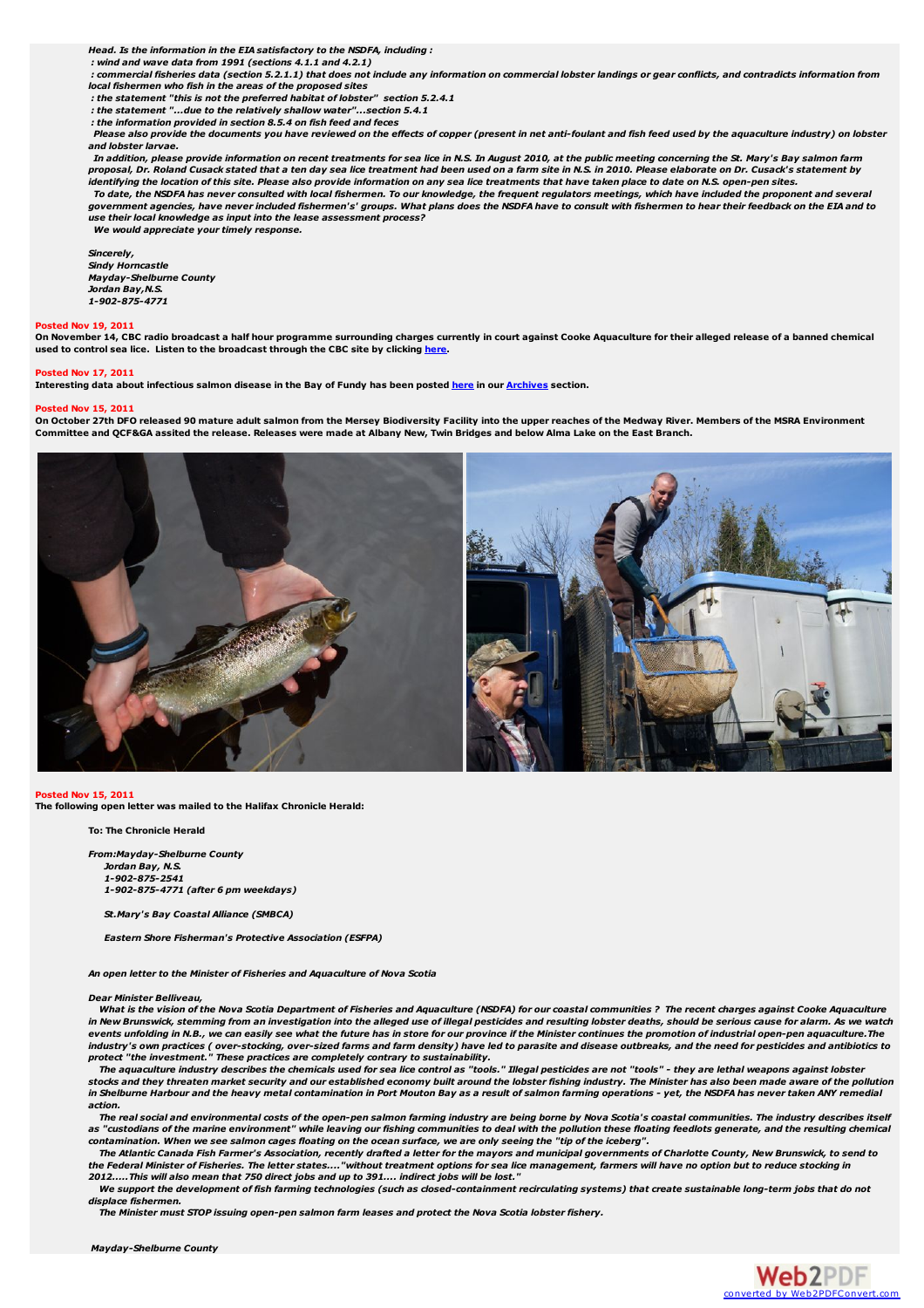*Head. Is the information in the EIA satisfactory to the NSDFA, including :*
*: wind and wave data from 1991 (sections 4.1.1 and 4.2.1)*
*: commercial fisheries data (section 5.2.1.1) that does not include any information on commercial lobster landings or gear conflicts, and contradicts information from local fishermen who fish in the areas of the proposed sites*
*: the statement "this is not the preferred habitat of lobster" section 5.2.4.1*
*: the statement "...due to the relatively shallow water"...section 5.4.1*
*: the information provided in section 8.5.4 on fish feed and feces*
*Please also provide the documents you have reviewed on the effects of copper (present in net anti-foulant and fish feed used by the aquaculture industry) on lobster and lobster larvae.*
*In addition, please provide information on recent treatments for sea lice in N.S. In August 2010, at the public meeting concerning the St. Mary's Bay salmon farm proposal, Dr. Roland Cusack stated that a ten day sea lice treatment had been used on a farm site in N.S. in 2010. Please elaborate on Dr. Cusack's statement by identifying the location of this site. Please also provide information on any sea lice treatments that have taken place to date on N.S. open-pen sites.*
*To date, the NSDFA has never consulted with local fishermen. To our knowledge, the frequent regulators meetings, which have included the proponent and several government agencies, have never included fishermen's' groups. What plans does the NSDFA have to consult with fishermen to hear their feedback on the EIA and to use their local knowledge as input into the lease assessment process?*
*We would appreciate your timely response.*

*Sincerely,*
*Sindy Horncastle*
*Mayday-Shelburne County*
*Jordan Bay,N.S.*
*1-902-875-4771*

**Posted Nov 19, 2011**
**On November 14, CBC radio broadcast a half hour programme surrounding charges currently in court against Cooke Aquaculture for their alleged release of a banned chemical used to control sea lice. Listen to the broadcast through the CBC site by clicking here.**

**Posted Nov 17, 2011**
**Interesting data about infectious salmon disease in the Bay of Fundy has been posted here in our Archives section.**

**Posted Nov 15, 2011**
**On October 27th DFO released 90 mature adult salmon from the Mersey Biodiversity Facility into the upper reaches of the Medway River. Members of the MSRA Environment Committee and QCF&GA assited the release. Releases were made at Albany New, Twin Bridges and below Alma Lake on the East Branch.**

**Posted Nov 15, 2011**
**The following open letter was mailed to the Halifax Chronicle Herald:**

**To: The Chronicle Herald**

***From:Mayday-Shelburne County***
***Jordan Bay, N.S.***
***1-902-875-2541***
***1-902-875-4771 (after 6 pm weekdays)***

***St.Mary's Bay Coastal Alliance (SMBCA)***

***Eastern Shore Fisherman's Protective Association (ESFPA)***

***An open letter to the Minister of Fisheries and Aquaculture of Nova Scotia***

***Dear Minister Belliveau,***
***What is the vision of the Nova Scotia Department of Fisheries and Aquaculture (NSDFA) for our coastal communities ? The recent charges against Cooke Aquaculture in New Brunswick, stemming from an investigation into the alleged use of illegal pesticides and resulting lobster deaths, should be serious cause for alarm. As we watch events unfolding in N.B., we can easily see what the future has in store for our province if the Minister continues the promotion of industrial open-pen aquaculture.The industry's own practices ( over-stocking, over-sized farms and farm density) have led to parasite and disease outbreaks, and the need for pesticides and antibiotics to protect "the investment." These practices are completely contrary to sustainability.***
***The aquaculture industry describes the chemicals used for sea lice control as "tools." Illegal pesticides are not "tools" - they are lethal weapons against lobster stocks and they threaten market security and our established economy built around the lobster fishing industry. The Minister has also been made aware of the pollution in Shelburne Harbour and the heavy metal contamination in Port Mouton Bay as a result of salmon farming operations - yet, the NSDFA has never taken ANY remedial action.***
***The real social and environmental costs of the open-pen salmon farming industry are being borne by Nova Scotia's coastal communities. The industry describes itself as "custodians of the marine environment" while leaving our fishing communities to deal with the pollution these floating feedlots generate, and the resulting chemical contamination. When we see salmon cages floating on the ocean surface, we are only seeing the "tip of the iceberg".***
***The Atlantic Canada Fish Farmer's Association, recently drafted a letter for the mayors and municipal governments of Charlotte County, New Brunswick, to send to the Federal Minister of Fisheries. The letter states...."without treatment options for sea lice management, farmers will have no option but to reduce stocking in 2012.....This will also mean that 750 direct jobs and up to 391.... indirect jobs will be lost."***
***We support the development of fish farming technologies (such as closed-containment recirculating systems) that create sustainable long-term jobs that do not displace fishermen.***
***The Minister must STOP issuing open-pen salmon farm leases and protect the Nova Scotia lobster fishery.***

***Mayday-Shelburne County***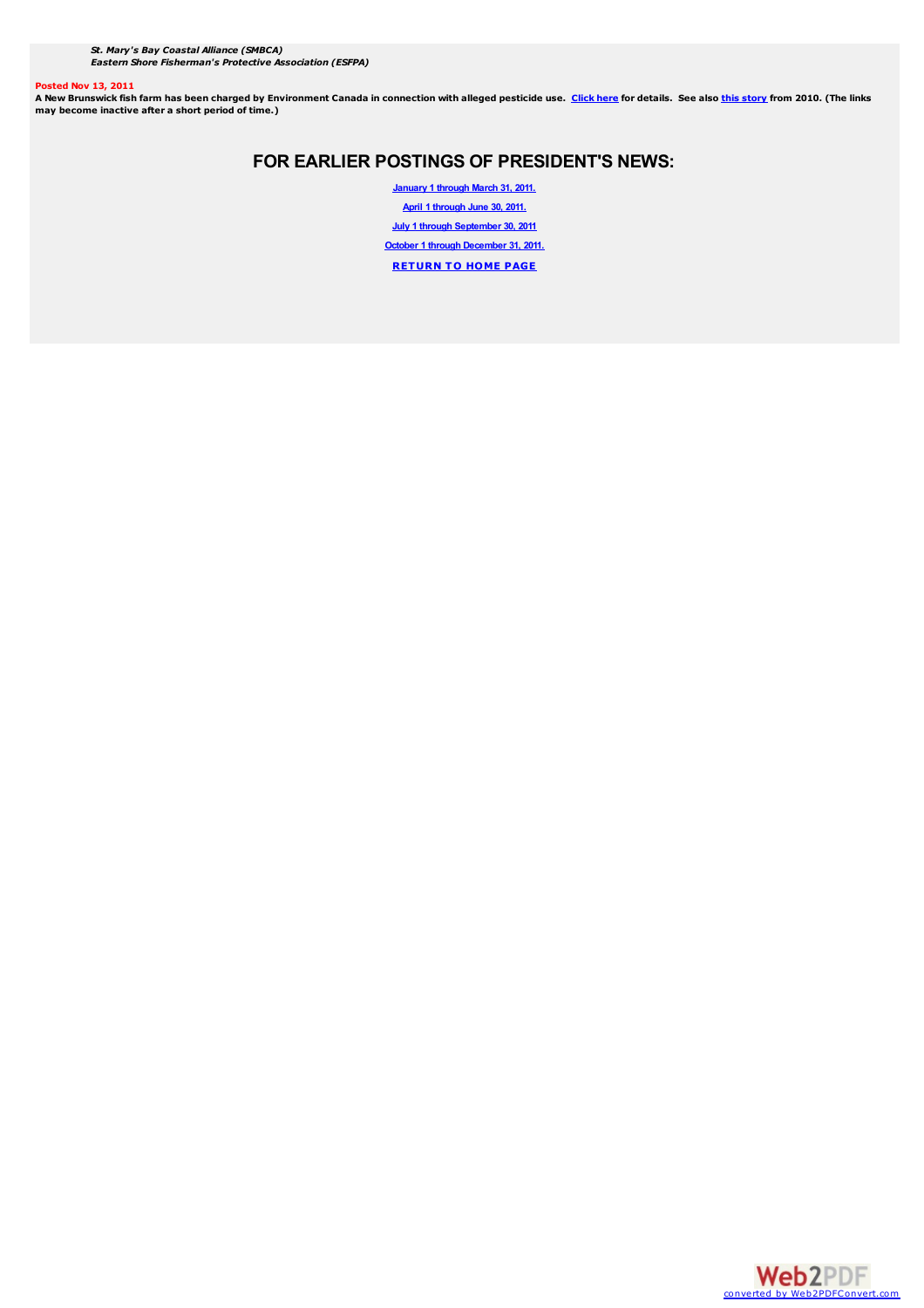*St. Mary's Bay Coastal Alliance (SMBCA)*
*Eastern Shore Fisherman's Protective Association (ESFPA)*

**Posted Nov 13, 2011**

**A New Brunswick fish farm has been charged by Environment Canada in connection with alleged pesticide use. Click here for details. See also this story from 2010. (The links may become inactive after a short period of time.)**

## FOR EARLIER POSTINGS OF PRESIDENT'S NEWS:

January 1 through March 31, 2011.

April 1 through June 30, 2011.

July 1 through September 30, 2011

October 1 through December 31, 2011.

**RETURN TO HOME PAGE**